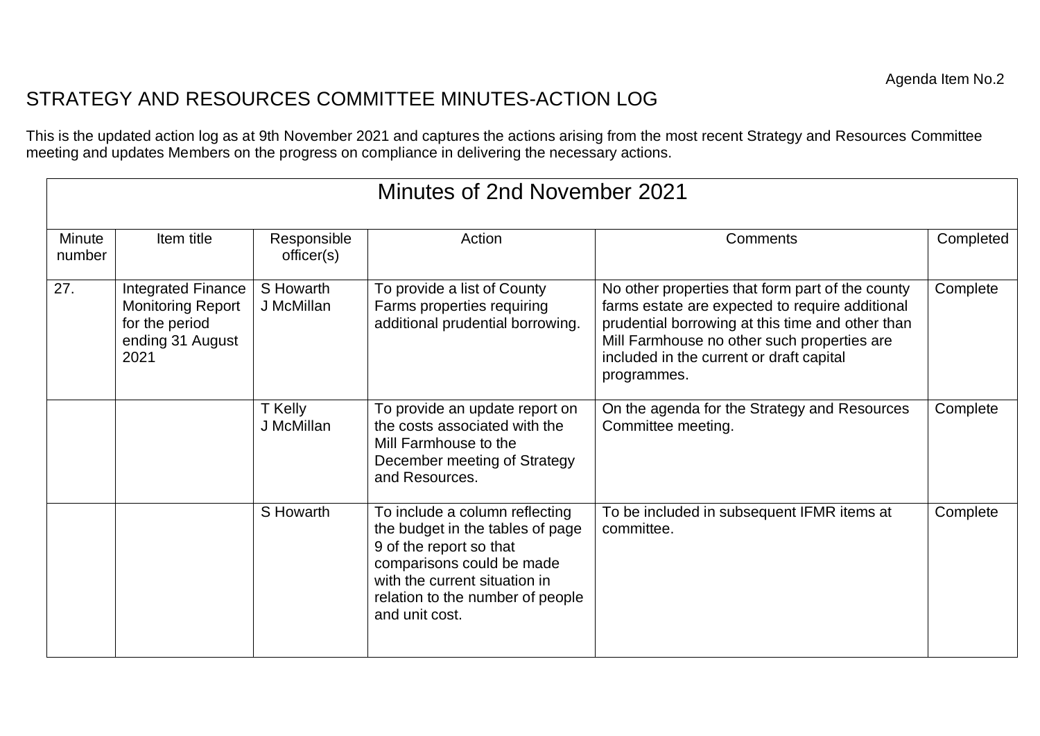Agenda Item No.2

# STRATEGY AND RESOURCES COMMITTEE MINUTES-ACTION LOG

This is the updated action log as at 9th November 2021 and captures the actions arising from the most recent Strategy and Resources Committee meeting and updates Members on the progress on compliance in delivering the necessary actions.

| Minutes of 2nd November 2021 | | | | | |
|---|---|---|---|---|---|
| Minute number | Item title | Responsible officer(s) | Action | Comments | Completed |
| 27. | Integrated Finance Monitoring Report for the period ending 31 August 2021 | S Howarth<br>J McMillan | To provide a list of County Farms properties requiring additional prudential borrowing. | No other properties that form part of the county farms estate are expected to require additional prudential borrowing at this time and other than Mill Farmhouse no other such properties are included in the current or draft capital programmes. | Complete |
| | | T Kelly<br>J McMillan | To provide an update report on the costs associated with the Mill Farmhouse to the December meeting of Strategy and Resources. | On the agenda for the Strategy and Resources Committee meeting. | Complete |
| | | S Howarth | To include a column reflecting the budget in the tables of page 9 of the report so that comparisons could be made with the current situation in relation to the number of people and unit cost. | To be included in subsequent IFMR items at committee. | Complete |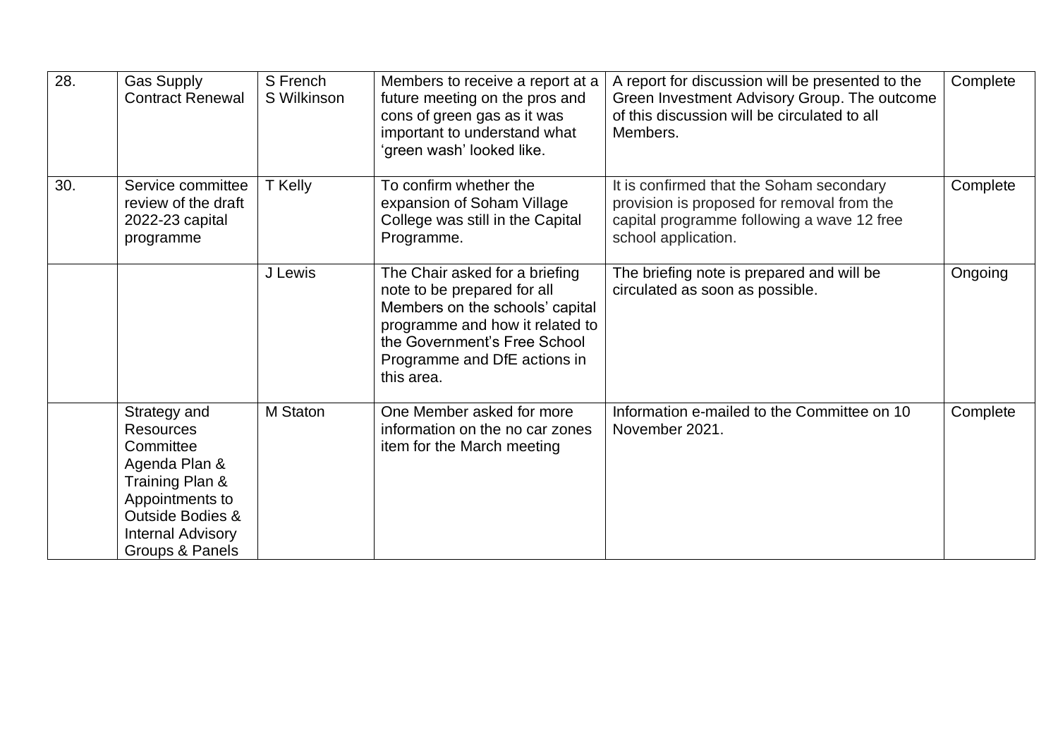| | | | | | |
|---|---|---|---|---|---|
| 28. | Gas Supply Contract Renewal | S French<br>S Wilkinson | Members to receive a report at a future meeting on the pros and cons of green gas as it was important to understand what 'green wash' looked like. | A report for discussion will be presented to the Green Investment Advisory Group. The outcome of this discussion will be circulated to all Members. | Complete |
| 30. | Service committee review of the draft 2022-23 capital programme | T Kelly | To confirm whether the expansion of Soham Village College was still in the Capital Programme. | It is confirmed that the Soham secondary provision is proposed for removal from the capital programme following a wave 12 free school application. | Complete |
| | | J Lewis | The Chair asked for a briefing note to be prepared for all Members on the schools' capital programme and how it related to the Government's Free School Programme and DfE actions in this area. | The briefing note is prepared and will be circulated as soon as possible. | Ongoing |
| | Strategy and Resources Committee Agenda Plan & Training Plan & Appointments to Outside Bodies & Internal Advisory Groups & Panels | M Staton | One Member asked for more information on the no car zones item for the March meeting | Information e-mailed to the Committee on 10 November 2021. | Complete |